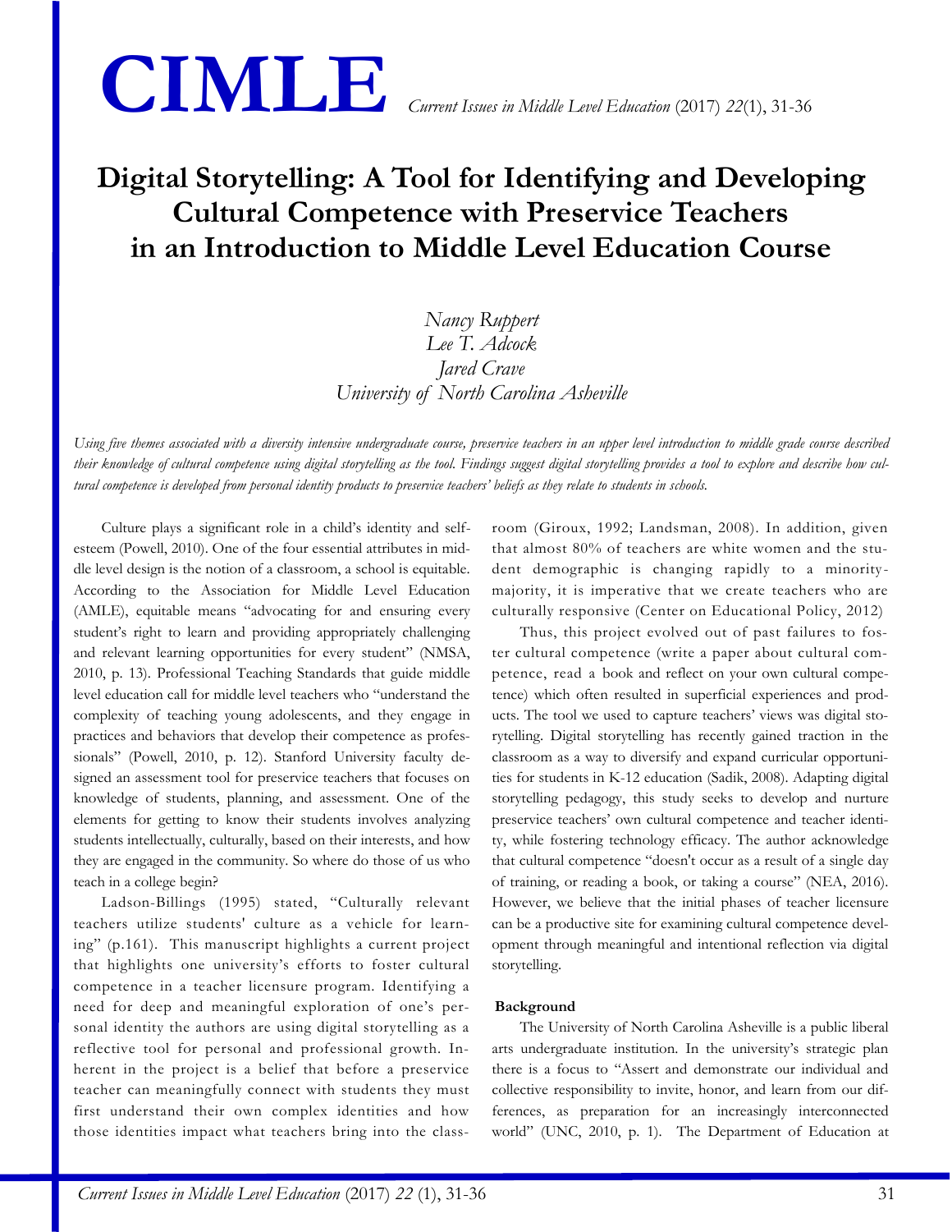# Digital Storytelling: A Tool for Identifying and Developing Cultural Competence with Preservice Teachers in an Introduction to Middle Level Education Course

*Nancy Ruppert*
*Lee T. Adcock*
*Jared Crave*
*University of North Carolina Asheville*

*Using five themes associated with a diversity intensive undergraduate course, preservice teachers in an upper level introduction to middle grade course described their knowledge of cultural competence using digital storytelling as the tool. Findings suggest digital storytelling provides a tool to explore and describe how cultural competence is developed from personal identity products to preservice teachers' beliefs as they relate to students in schools.*

Culture plays a significant role in a child's identity and self-esteem (Powell, 2010). One of the four essential attributes in middle level design is the notion of a classroom, a school is equitable. According to the Association for Middle Level Education (AMLE), equitable means "advocating for and ensuring every student's right to learn and providing appropriately challenging and relevant learning opportunities for every student" (NMSA, 2010, p. 13). Professional Teaching Standards that guide middle level education call for middle level teachers who "understand the complexity of teaching young adolescents, and they engage in practices and behaviors that develop their competence as professionals" (Powell, 2010, p. 12). Stanford University faculty designed an assessment tool for preservice teachers that focuses on knowledge of students, planning, and assessment. One of the elements for getting to know their students involves analyzing students intellectually, culturally, based on their interests, and how they are engaged in the community. So where do those of us who teach in a college begin?

Ladson-Billings (1995) stated, "Culturally relevant teachers utilize students' culture as a vehicle for learning" (p.161). This manuscript highlights a current project that highlights one university's efforts to foster cultural competence in a teacher licensure program. Identifying a need for deep and meaningful exploration of one's personal identity the authors are using digital storytelling as a reflective tool for personal and professional growth. Inherent in the project is a belief that before a preservice teacher can meaningfully connect with students they must first understand their own complex identities and how those identities impact what teachers bring into the classroom (Giroux, 1992; Landsman, 2008). In addition, given that almost 80% of teachers are white women and the student demographic is changing rapidly to a minority-majority, it is imperative that we create teachers who are culturally responsive (Center on Educational Policy, 2012)

Thus, this project evolved out of past failures to foster cultural competence (write a paper about cultural competence, read a book and reflect on your own cultural competence) which often resulted in superficial experiences and products. The tool we used to capture teachers' views was digital storytelling. Digital storytelling has recently gained traction in the classroom as a way to diversify and expand curricular opportunities for students in K-12 education (Sadik, 2008). Adapting digital storytelling pedagogy, this study seeks to develop and nurture preservice teachers' own cultural competence and teacher identity, while fostering technology efficacy. The author acknowledge that cultural competence "doesn't occur as a result of a single day of training, or reading a book, or taking a course" (NEA, 2016). However, we believe that the initial phases of teacher licensure can be a productive site for examining cultural competence development through meaningful and intentional reflection via digital storytelling.

## Background

The University of North Carolina Asheville is a public liberal arts undergraduate institution. In the university's strategic plan there is a focus to "Assert and demonstrate our individual and collective responsibility to invite, honor, and learn from our differences, as preparation for an increasingly interconnected world" (UNC, 2010, p. 1). The Department of Education at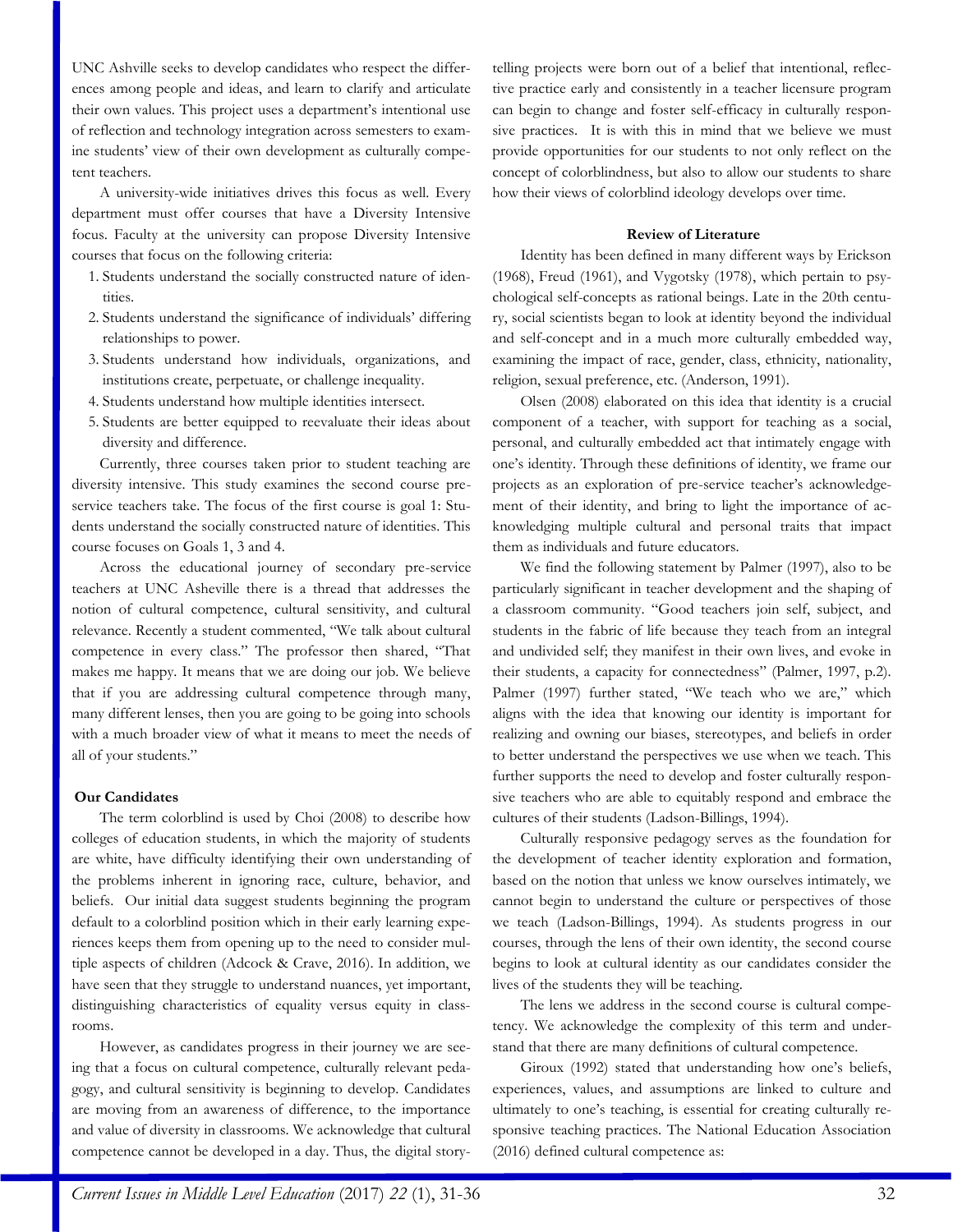UNC Ashville seeks to develop candidates who respect the differences among people and ideas, and learn to clarify and articulate their own values. This project uses a department's intentional use of reflection and technology integration across semesters to examine students' view of their own development as culturally competent teachers.

A university-wide initiatives drives this focus as well. Every department must offer courses that have a Diversity Intensive focus. Faculty at the university can propose Diversity Intensive courses that focus on the following criteria:

1. Students understand the socially constructed nature of identities.
2. Students understand the significance of individuals' differing relationships to power.
3. Students understand how individuals, organizations, and institutions create, perpetuate, or challenge inequality.
4. Students understand how multiple identities intersect.
5. Students are better equipped to reevaluate their ideas about diversity and difference.

Currently, three courses taken prior to student teaching are diversity intensive. This study examines the second course pre-service teachers take. The focus of the first course is goal 1: Students understand the socially constructed nature of identities. This course focuses on Goals 1, 3 and 4.

Across the educational journey of secondary pre-service teachers at UNC Asheville there is a thread that addresses the notion of cultural competence, cultural sensitivity, and cultural relevance. Recently a student commented, "We talk about cultural competence in every class." The professor then shared, "That makes me happy. It means that we are doing our job. We believe that if you are addressing cultural competence through many, many different lenses, then you are going to be going into schools with a much broader view of what it means to meet the needs of all of your students."

### Our Candidates

The term colorblind is used by Choi (2008) to describe how colleges of education students, in which the majority of students are white, have difficulty identifying their own understanding of the problems inherent in ignoring race, culture, behavior, and beliefs. Our initial data suggest students beginning the program default to a colorblind position which in their early learning experiences keeps them from opening up to the need to consider multiple aspects of children (Adcock & Crave, 2016). In addition, we have seen that they struggle to understand nuances, yet important, distinguishing characteristics of equality versus equity in classrooms.

However, as candidates progress in their journey we are seeing that a focus on cultural competence, culturally relevant pedagogy, and cultural sensitivity is beginning to develop. Candidates are moving from an awareness of difference, to the importance and value of diversity in classrooms. We acknowledge that cultural competence cannot be developed in a day. Thus, the digital storytelling projects were born out of a belief that intentional, reflective practice early and consistently in a teacher licensure program can begin to change and foster self-efficacy in culturally responsive practices. It is with this in mind that we believe we must provide opportunities for our students to not only reflect on the concept of colorblindness, but also to allow our students to share how their views of colorblind ideology develops over time.

### Review of Literature

Identity has been defined in many different ways by Erickson (1968), Freud (1961), and Vygotsky (1978), which pertain to psychological self-concepts as rational beings. Late in the 20th century, social scientists began to look at identity beyond the individual and self-concept and in a much more culturally embedded way, examining the impact of race, gender, class, ethnicity, nationality, religion, sexual preference, etc. (Anderson, 1991).

Olsen (2008) elaborated on this idea that identity is a crucial component of a teacher, with support for teaching as a social, personal, and culturally embedded act that intimately engage with one's identity. Through these definitions of identity, we frame our projects as an exploration of pre-service teacher's acknowledgement of their identity, and bring to light the importance of acknowledging multiple cultural and personal traits that impact them as individuals and future educators.

We find the following statement by Palmer (1997), also to be particularly significant in teacher development and the shaping of a classroom community. "Good teachers join self, subject, and students in the fabric of life because they teach from an integral and undivided self; they manifest in their own lives, and evoke in their students, a capacity for connectedness" (Palmer, 1997, p.2). Palmer (1997) further stated, "We teach who we are," which aligns with the idea that knowing our identity is important for realizing and owning our biases, stereotypes, and beliefs in order to better understand the perspectives we use when we teach. This further supports the need to develop and foster culturally responsive teachers who are able to equitably respond and embrace the cultures of their students (Ladson-Billings, 1994).

Culturally responsive pedagogy serves as the foundation for the development of teacher identity exploration and formation, based on the notion that unless we know ourselves intimately, we cannot begin to understand the culture or perspectives of those we teach (Ladson-Billings, 1994). As students progress in our courses, through the lens of their own identity, the second course begins to look at cultural identity as our candidates consider the lives of the students they will be teaching.

The lens we address in the second course is cultural competency. We acknowledge the complexity of this term and understand that there are many definitions of cultural competence.

Giroux (1992) stated that understanding how one's beliefs, experiences, values, and assumptions are linked to culture and ultimately to one's teaching, is essential for creating culturally responsive teaching practices. The National Education Association (2016) defined cultural competence as: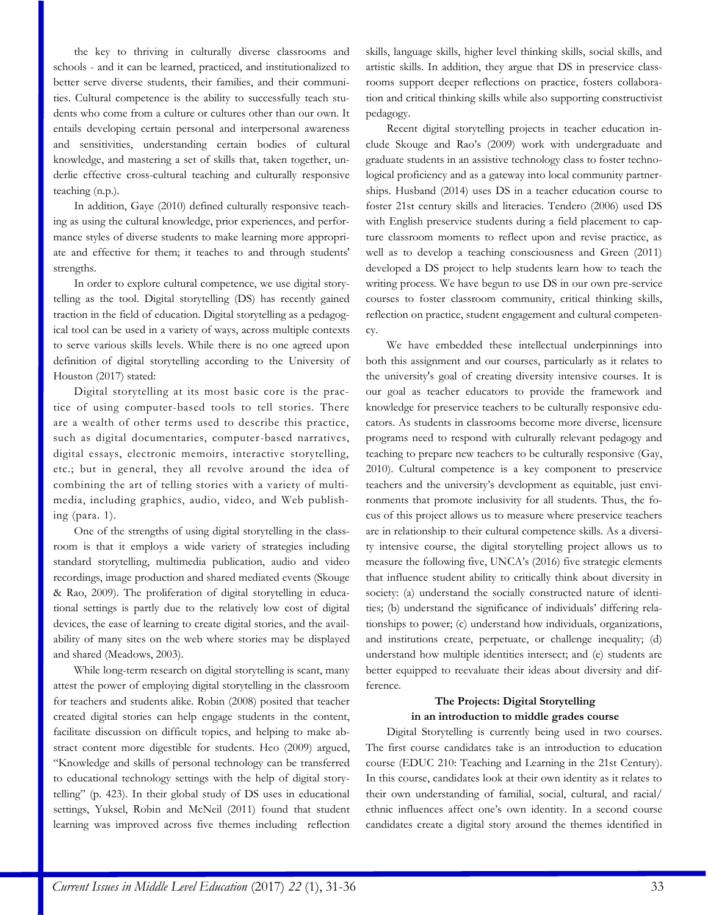the key to thriving in culturally diverse classrooms and schools - and it can be learned, practiced, and institutionalized to better serve diverse students, their families, and their communities. Cultural competence is the ability to successfully teach students who come from a culture or cultures other than our own. It entails developing certain personal and interpersonal awareness and sensitivities, understanding certain bodies of cultural knowledge, and mastering a set of skills that, taken together, underlie effective cross-cultural teaching and culturally responsive teaching (n.p.).

In addition, Gaye (2010) defined culturally responsive teaching as using the cultural knowledge, prior experiences, and performance styles of diverse students to make learning more appropriate and effective for them; it teaches to and through students' strengths.

In order to explore cultural competence, we use digital storytelling as the tool. Digital storytelling (DS) has recently gained traction in the field of education. Digital storytelling as a pedagogical tool can be used in a variety of ways, across multiple contexts to serve various skills levels. While there is no one agreed upon definition of digital storytelling according to the University of Houston (2017) stated:

Digital storytelling at its most basic core is the practice of using computer-based tools to tell stories. There are a wealth of other terms used to describe this practice, such as digital documentaries, computer-based narratives, digital essays, electronic memoirs, interactive storytelling, etc.; but in general, they all revolve around the idea of combining the art of telling stories with a variety of multimedia, including graphics, audio, video, and Web publishing (para. 1).

One of the strengths of using digital storytelling in the classroom is that it employs a wide variety of strategies including standard storytelling, multimedia publication, audio and video recordings, image production and shared mediated events (Skouge & Rao, 2009). The proliferation of digital storytelling in educational settings is partly due to the relatively low cost of digital devices, the ease of learning to create digital stories, and the availability of many sites on the web where stories may be displayed and shared (Meadows, 2003).

While long-term research on digital storytelling is scant, many attest the power of employing digital storytelling in the classroom for teachers and students alike. Robin (2008) posited that teacher created digital stories can help engage students in the content, facilitate discussion on difficult topics, and helping to make abstract content more digestible for students. Heo (2009) argued, "Knowledge and skills of personal technology can be transferred to educational technology settings with the help of digital storytelling" (p. 423). In their global study of DS uses in educational settings, Yuksel, Robin and McNeil (2011) found that student learning was improved across five themes including reflection skills, language skills, higher level thinking skills, social skills, and artistic skills. In addition, they argue that DS in preservice classrooms support deeper reflections on practice, fosters collaboration and critical thinking skills while also supporting constructivist pedagogy.

Recent digital storytelling projects in teacher education include Skouge and Rao's (2009) work with undergraduate and graduate students in an assistive technology class to foster technological proficiency and as a gateway into local community partnerships. Husband (2014) uses DS in a teacher education course to foster 21st century skills and literacies. Tendero (2006) used DS with English preservice students during a field placement to capture classroom moments to reflect upon and revise practice, as well as to develop a teaching consciousness and Green (2011) developed a DS project to help students learn how to teach the writing process. We have begun to use DS in our own pre-service courses to foster classroom community, critical thinking skills, reflection on practice, student engagement and cultural competency.

We have embedded these intellectual underpinnings into both this assignment and our courses, particularly as it relates to the university's goal of creating diversity intensive courses. It is our goal as teacher educators to provide the framework and knowledge for preservice teachers to be culturally responsive educators. As students in classrooms become more diverse, licensure programs need to respond with culturally relevant pedagogy and teaching to prepare new teachers to be culturally responsive (Gay, 2010). Cultural competence is a key component to preservice teachers and the university's development as equitable, just environments that promote inclusivity for all students. Thus, the focus of this project allows us to measure where preservice teachers are in relationship to their cultural competence skills. As a diversity intensive course, the digital storytelling project allows us to measure the following five, UNCA's (2016) five strategic elements that influence student ability to critically think about diversity in society: (a) understand the socially constructed nature of identities; (b) understand the significance of individuals' differing relationships to power; (c) understand how individuals, organizations, and institutions create, perpetuate, or challenge inequality; (d) understand how multiple identities intersect; and (e) students are better equipped to reevaluate their ideas about diversity and difference.

## The Projects: Digital Storytelling in an introduction to middle grades course

Digital Storytelling is currently being used in two courses. The first course candidates take is an introduction to education course (EDUC 210: Teaching and Learning in the 21st Century). In this course, candidates look at their own identity as it relates to their own understanding of familial, social, cultural, and racial/ethnic influences affect one's own identity. In a second course candidates create a digital story around the themes identified in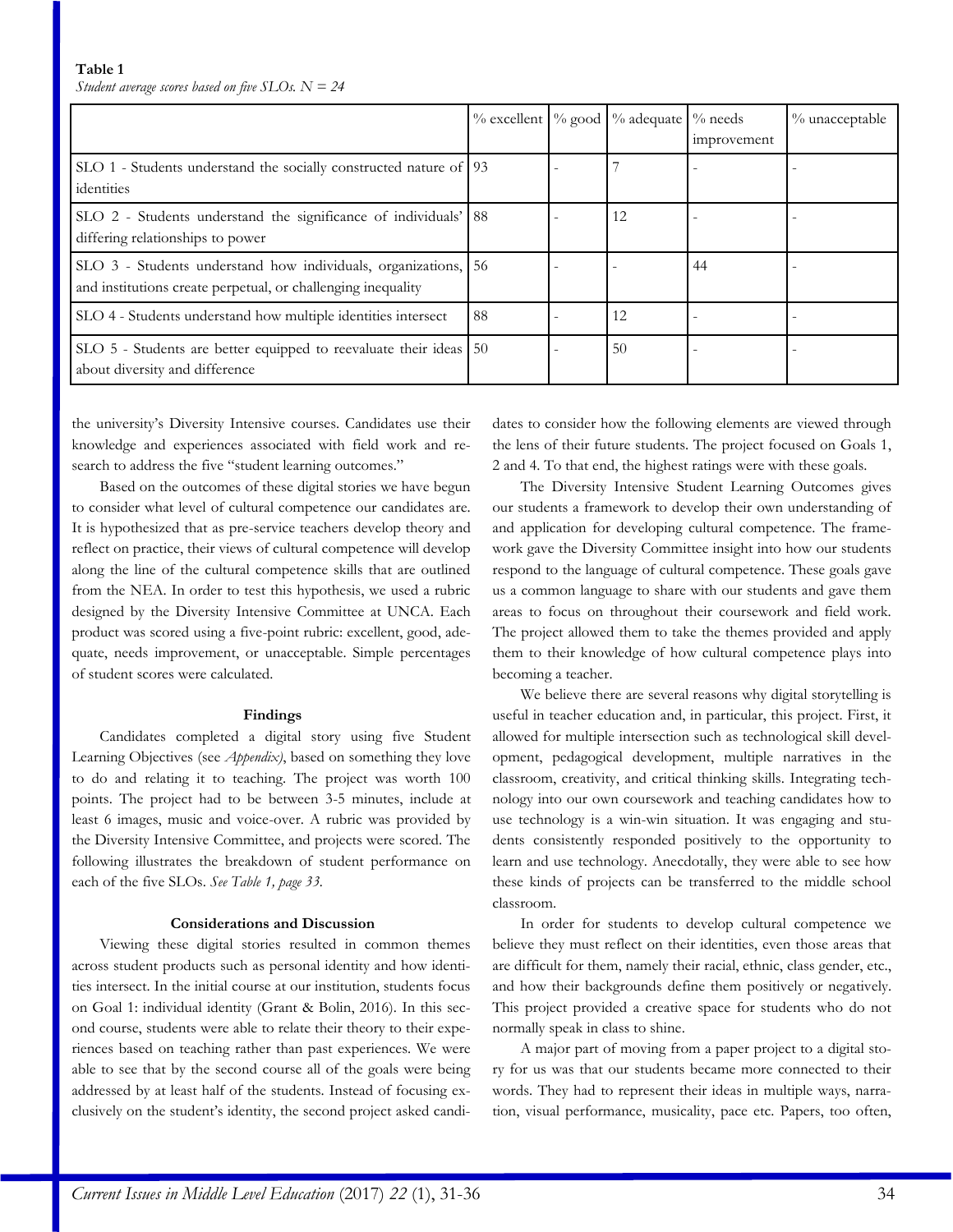**Table 1**

*Student average scores based on five SLOs. N = 24*

| | % excellent | % good | % adequate | % needs improvement | % unacceptable |
|---|---|---|---|---|---|
| SLO 1 - Students understand the socially constructed nature of identities | 93 | - | 7 | - | - |
| SLO 2 - Students understand the significance of individuals' differing relationships to power | 88 | - | 12 | - | - |
| SLO 3 - Students understand how individuals, organizations, and institutions create perpetual, or challenging inequality | 56 | - | - | 44 | - |
| SLO 4 - Students understand how multiple identities intersect | 88 | - | 12 | - | - |
| SLO 5 - Students are better equipped to reevaluate their ideas about diversity and difference | 50 | - | 50 | - | - |

the university's Diversity Intensive courses. Candidates use their knowledge and experiences associated with field work and research to address the five "student learning outcomes."

Based on the outcomes of these digital stories we have begun to consider what level of cultural competence our candidates are. It is hypothesized that as pre-service teachers develop theory and reflect on practice, their views of cultural competence will develop along the line of the cultural competence skills that are outlined from the NEA. In order to test this hypothesis, we used a rubric designed by the Diversity Intensive Committee at UNCA. Each product was scored using a five-point rubric: excellent, good, adequate, needs improvement, or unacceptable. Simple percentages of student scores were calculated.

### Findings

Candidates completed a digital story using five Student Learning Objectives (see *Appendix*), based on something they love to do and relating it to teaching. The project was worth 100 points. The project had to be between 3-5 minutes, include at least 6 images, music and voice-over. A rubric was provided by the Diversity Intensive Committee, and projects were scored. The following illustrates the breakdown of student performance on each of the five SLOs. *See Table 1, page 33.*

### Considerations and Discussion

Viewing these digital stories resulted in common themes across student products such as personal identity and how identities intersect. In the initial course at our institution, students focus on Goal 1: individual identity (Grant & Bolin, 2016). In this second course, students were able to relate their theory to their experiences based on teaching rather than past experiences. We were able to see that by the second course all of the goals were being addressed by at least half of the students. Instead of focusing exclusively on the student's identity, the second project asked candidates to consider how the following elements are viewed through the lens of their future students. The project focused on Goals 1, 2 and 4. To that end, the highest ratings were with these goals.

The Diversity Intensive Student Learning Outcomes gives our students a framework to develop their own understanding of and application for developing cultural competence. The framework gave the Diversity Committee insight into how our students respond to the language of cultural competence. These goals gave us a common language to share with our students and gave them areas to focus on throughout their coursework and field work. The project allowed them to take the themes provided and apply them to their knowledge of how cultural competence plays into becoming a teacher.

We believe there are several reasons why digital storytelling is useful in teacher education and, in particular, this project. First, it allowed for multiple intersection such as technological skill development, pedagogical development, multiple narratives in the classroom, creativity, and critical thinking skills. Integrating technology into our own coursework and teaching candidates how to use technology is a win-win situation. It was engaging and students consistently responded positively to the opportunity to learn and use technology. Anecdotally, they were able to see how these kinds of projects can be transferred to the middle school classroom.

In order for students to develop cultural competence we believe they must reflect on their identities, even those areas that are difficult for them, namely their racial, ethnic, class gender, etc., and how their backgrounds define them positively or negatively. This project provided a creative space for students who do not normally speak in class to shine.

A major part of moving from a paper project to a digital story for us was that our students became more connected to their words. They had to represent their ideas in multiple ways, narration, visual performance, musicality, pace etc. Papers, too often,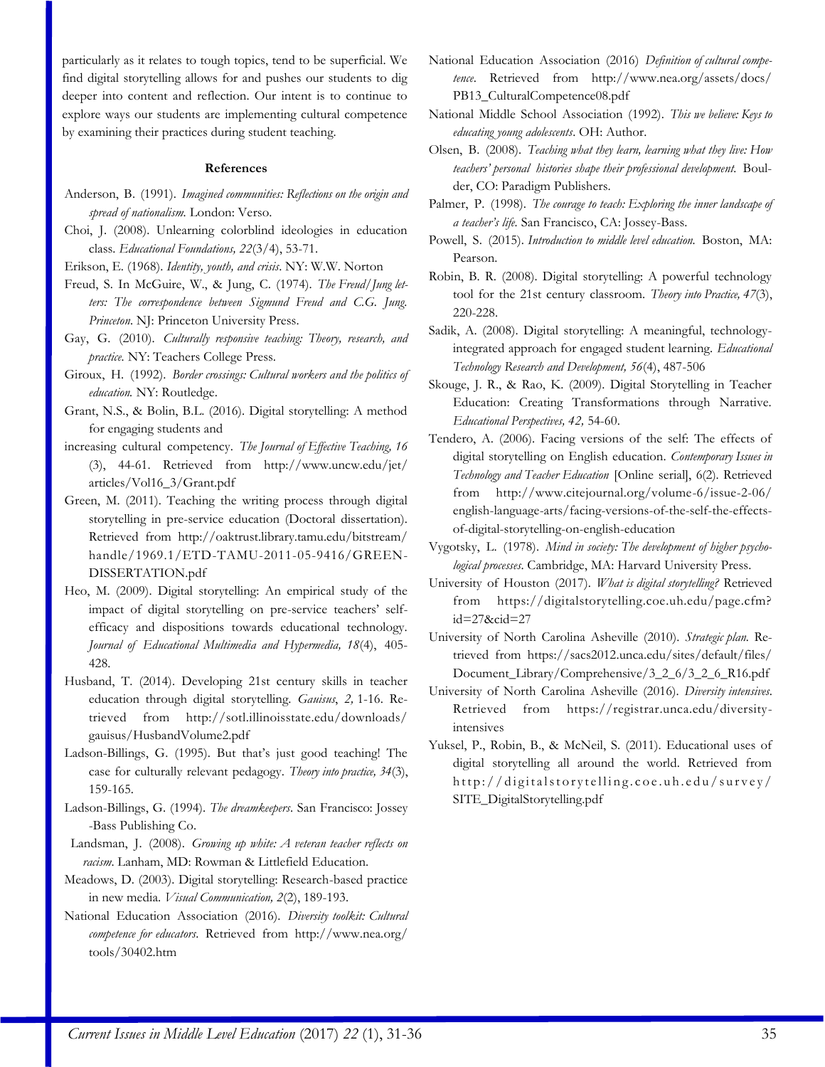particularly as it relates to tough topics, tend to be superficial. We find digital storytelling allows for and pushes our students to dig deeper into content and reflection. Our intent is to continue to explore ways our students are implementing cultural competence by examining their practices during student teaching.

## References

Anderson, B. (1991). *Imagined communities: Reflections on the origin and spread of nationalism.* London: Verso.

Choi, J. (2008). Unlearning colorblind ideologies in education class. *Educational Foundations, 22*(3/4), 53-71.

Erikson, E. (1968). *Identity, youth, and crisis*. NY: W.W. Norton

Freud, S. In McGuire, W., & Jung, C. (1974). *The Freud/Jung letters: The correspondence between Sigmund Freud and C.G. Jung. Princeton*. NJ: Princeton University Press.

Gay, G. (2010). *Culturally responsive teaching: Theory, research, and practice.* NY: Teachers College Press.

Giroux, H. (1992). *Border crossings: Cultural workers and the politics of education.* NY: Routledge.

Grant, N.S., & Bolin, B.L. (2016). Digital storytelling: A method for engaging students and increasing cultural competency. *The Journal of Effective Teaching, 16* (3), 44-61. Retrieved from http://www.uncw.edu/jet/articles/Vol16_3/Grant.pdf

Green, M. (2011). Teaching the writing process through digital storytelling in pre-service education (Doctoral dissertation). Retrieved from http://oaktrust.library.tamu.edu/bitstream/handle/1969.1/ETD-TAMU-2011-05-9416/GREEN-DISSERTATION.pdf

Heo, M. (2009). Digital storytelling: An empirical study of the impact of digital storytelling on pre-service teachers' self-efficacy and dispositions towards educational technology. *Journal of Educational Multimedia and Hypermedia, 18*(4), 405-428.

Husband, T. (2014). Developing 21st century skills in teacher education through digital storytelling. *Gauisus*, *2,* 1-16. Retrieved from http://sotl.illinoisstate.edu/downloads/gauisus/HusbandVolume2.pdf

Ladson-Billings, G. (1995). But that's just good teaching! The case for culturally relevant pedagogy. *Theory into practice, 34*(3), 159-165.

Ladson-Billings, G. (1994). *The dreamkeepers*. San Francisco: Jossey-Bass Publishing Co.

Landsman, J. (2008). *Growing up white: A veteran teacher reflects on racism*. Lanham, MD: Rowman & Littlefield Education.

Meadows, D. (2003). Digital storytelling: Research-based practice in new media. *Visual Communication, 2*(2), 189-193.

National Education Association (2016). *Diversity toolkit: Cultural competence for educators*. Retrieved from http://www.nea.org/tools/30402.htm

National Education Association (2016) *Definition of cultural competence*. Retrieved from http://www.nea.org/assets/docs/PB13_CulturalCompetence08.pdf

National Middle School Association (1992). *This we believe: Keys to educating young adolescents*. OH: Author.

Olsen, B. (2008). *Teaching what they learn, learning what they live: How teachers' personal histories shape their professional development.* Boulder, CO: Paradigm Publishers.

Palmer, P. (1998). *The courage to teach: Exploring the inner landscape of a teacher's life.* San Francisco, CA: Jossey-Bass.

Powell, S. (2015). *Introduction to middle level education.* Boston, MA: Pearson.

Robin, B. R. (2008). Digital storytelling: A powerful technology tool for the 21st century classroom. *Theory into Practice, 47*(3), 220-228.

Sadik, A. (2008). Digital storytelling: A meaningful, technology-integrated approach for engaged student learning. *Educational Technology Research and Development, 56*(4), 487-506

Skouge, J. R., & Rao, K. (2009). Digital Storytelling in Teacher Education: Creating Transformations through Narrative. *Educational Perspectives, 42,* 54-60.

Tendero, A. (2006). Facing versions of the self: The effects of digital storytelling on English education. *Contemporary Issues in Technology and Teacher Education* [Online serial], 6(2). Retrieved from http://www.citejournal.org/volume-6/issue-2-06/english-language-arts/facing-versions-of-the-self-the-effects-of-digital-storytelling-on-english-education

Vygotsky, L. (1978). *Mind in society: The development of higher psychological processes*. Cambridge, MA: Harvard University Press.

University of Houston (2017). *What is digital storytelling?* Retrieved from https://digitalstorytelling.coe.uh.edu/page.cfm?id=27&cid=27

University of North Carolina Asheville (2010). *Strategic plan.* Retrieved from https://sacs2012.unca.edu/sites/default/files/Document_Library/Comprehensive/3_2_6/3_2_6_R16.pdf

University of North Carolina Asheville (2016). *Diversity intensives*. Retrieved from https://registrar.unca.edu/diversity-intensives

Yuksel, P., Robin, B., & McNeil, S. (2011). Educational uses of digital storytelling all around the world. Retrieved from http://digitalstorytelling.coe.uh.edu/survey/SITE_DigitalStorytelling.pdf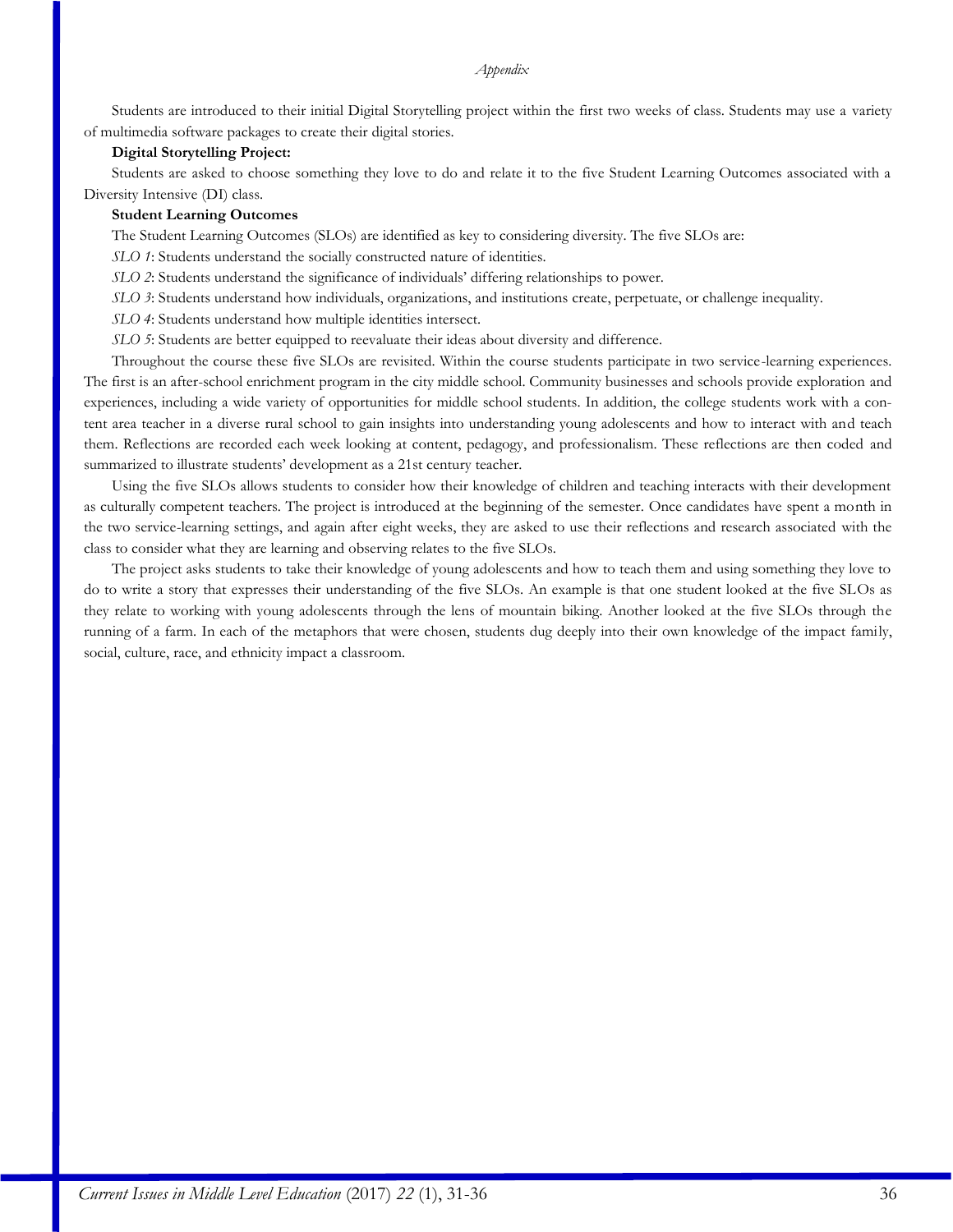*Appendix*

Students are introduced to their initial Digital Storytelling project within the first two weeks of class. Students may use a variety of multimedia software packages to create their digital stories.

**Digital Storytelling Project:**

Students are asked to choose something they love to do and relate it to the five Student Learning Outcomes associated with a Diversity Intensive (DI) class.

**Student Learning Outcomes**

The Student Learning Outcomes (SLOs) are identified as key to considering diversity. The five SLOs are:

*SLO 1*: Students understand the socially constructed nature of identities.

*SLO 2*: Students understand the significance of individuals' differing relationships to power.

*SLO 3*: Students understand how individuals, organizations, and institutions create, perpetuate, or challenge inequality.

*SLO 4*: Students understand how multiple identities intersect.

*SLO 5*: Students are better equipped to reevaluate their ideas about diversity and difference.

Throughout the course these five SLOs are revisited. Within the course students participate in two service-learning experiences. The first is an after-school enrichment program in the city middle school. Community businesses and schools provide exploration and experiences, including a wide variety of opportunities for middle school students. In addition, the college students work with a content area teacher in a diverse rural school to gain insights into understanding young adolescents and how to interact with and teach them. Reflections are recorded each week looking at content, pedagogy, and professionalism. These reflections are then coded and summarized to illustrate students' development as a 21st century teacher.

Using the five SLOs allows students to consider how their knowledge of children and teaching interacts with their development as culturally competent teachers. The project is introduced at the beginning of the semester. Once candidates have spent a month in the two service-learning settings, and again after eight weeks, they are asked to use their reflections and research associated with the class to consider what they are learning and observing relates to the five SLOs.

The project asks students to take their knowledge of young adolescents and how to teach them and using something they love to do to write a story that expresses their understanding of the five SLOs. An example is that one student looked at the five SLOs as they relate to working with young adolescents through the lens of mountain biking. Another looked at the five SLOs through the running of a farm. In each of the metaphors that were chosen, students dug deeply into their own knowledge of the impact family, social, culture, race, and ethnicity impact a classroom.